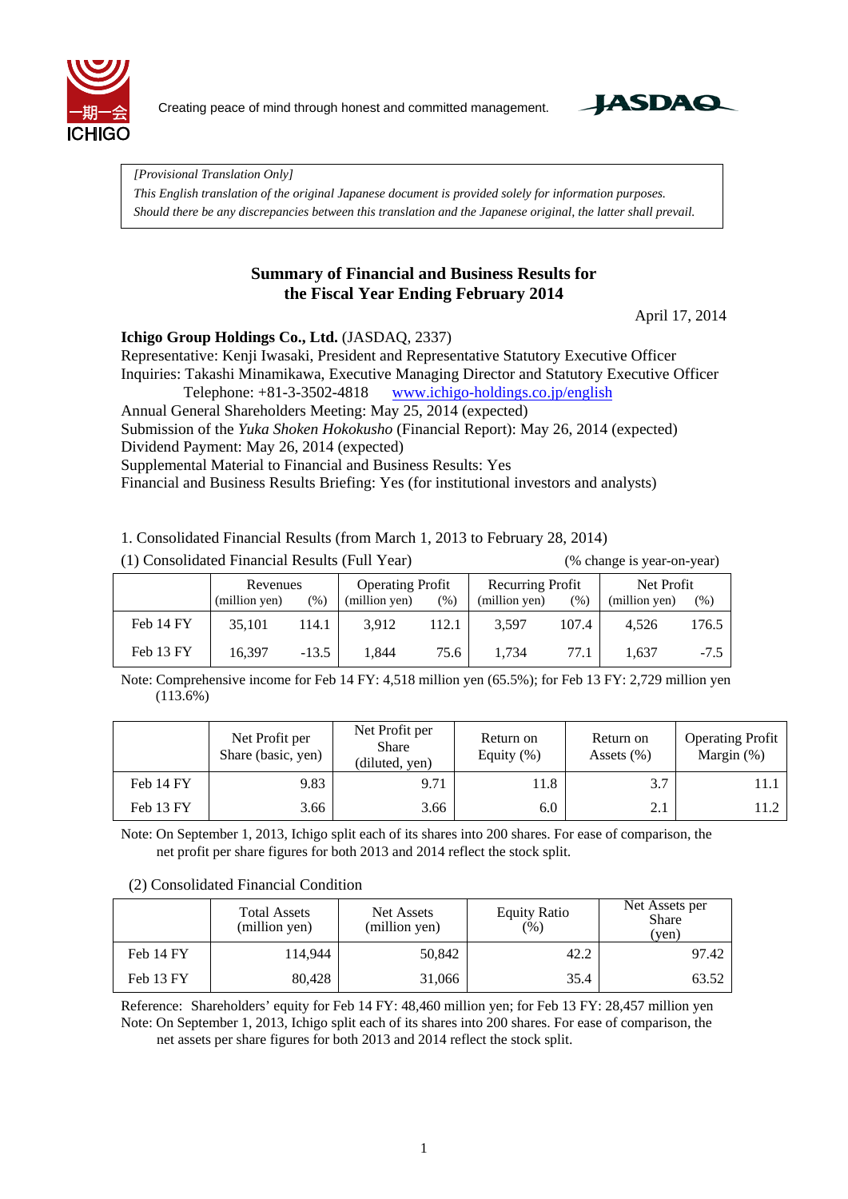Creating peace of mind through honest and committed management.

*[Provisional Translation Only]*
*This English translation of the original Japanese document is provided solely for information purposes.*
*Should there be any discrepancies between this translation and the Japanese original, the latter shall prevail.*

## Summary of Financial and Business Results for the Fiscal Year Ending February 2014

April 17, 2014

**Ichigo Group Holdings Co., Ltd.** (JASDAQ, 2337)
Representative: Kenji Iwasaki, President and Representative Statutory Executive Officer
Inquiries: Takashi Minamikawa, Executive Managing Director and Statutory Executive Officer
Telephone: +81-3-3502-4818 www.ichigo-holdings.co.jp/english
Annual General Shareholders Meeting: May 25, 2014 (expected)
Submission of the *Yuka Shoken Hokokusho* (Financial Report): May 26, 2014 (expected)
Dividend Payment: May 26, 2014 (expected)
Supplemental Material to Financial and Business Results: Yes
Financial and Business Results Briefing: Yes (for institutional investors and analysts)

1. Consolidated Financial Results (from March 1, 2013 to February 28, 2014)

(1) Consolidated Financial Results (Full Year) (% change is year-on-year)

| | Revenues | | Operating Profit | | Recurring Profit | | Net Profit | |
|---|---|---|---|---|---|---|---|---|
| | (million yen) | (%) | (million yen) | (%) | (million yen) | (%) | (million yen) | (%) |
| Feb 14 FY | 35,101 | 114.1 | 3,912 | 112.1 | 3,597 | 107.4 | 4,526 | 176.5 |
| Feb 13 FY | 16,397 | -13.5 | 1,844 | 75.6 | 1,734 | 77.1 | 1,637 | -7.5 |

Note: Comprehensive income for Feb 14 FY: 4,518 million yen (65.5%); for Feb 13 FY: 2,729 million yen (113.6%)

| | Net Profit per Share (basic, yen) | Net Profit per Share (diluted, yen) | Return on Equity (%) | Return on Assets (%) | Operating Profit Margin (%) |
|---|---|---|---|---|---|
| Feb 14 FY | 9.83 | 9.71 | 11.8 | 3.7 | 11.1 |
| Feb 13 FY | 3.66 | 3.66 | 6.0 | 2.1 | 11.2 |

Note: On September 1, 2013, Ichigo split each of its shares into 200 shares. For ease of comparison, the net profit per share figures for both 2013 and 2014 reflect the stock split.

(2) Consolidated Financial Condition

| | Total Assets (million yen) | Net Assets (million yen) | Equity Ratio (%) | Net Assets per Share (yen) |
|---|---|---|---|---|
| Feb 14 FY | 114,944 | 50,842 | 42.2 | 97.42 |
| Feb 13 FY | 80,428 | 31,066 | 35.4 | 63.52 |

Reference: Shareholders' equity for Feb 14 FY: 48,460 million yen; for Feb 13 FY: 28,457 million yen
Note: On September 1, 2013, Ichigo split each of its shares into 200 shares. For ease of comparison, the net assets per share figures for both 2013 and 2014 reflect the stock split.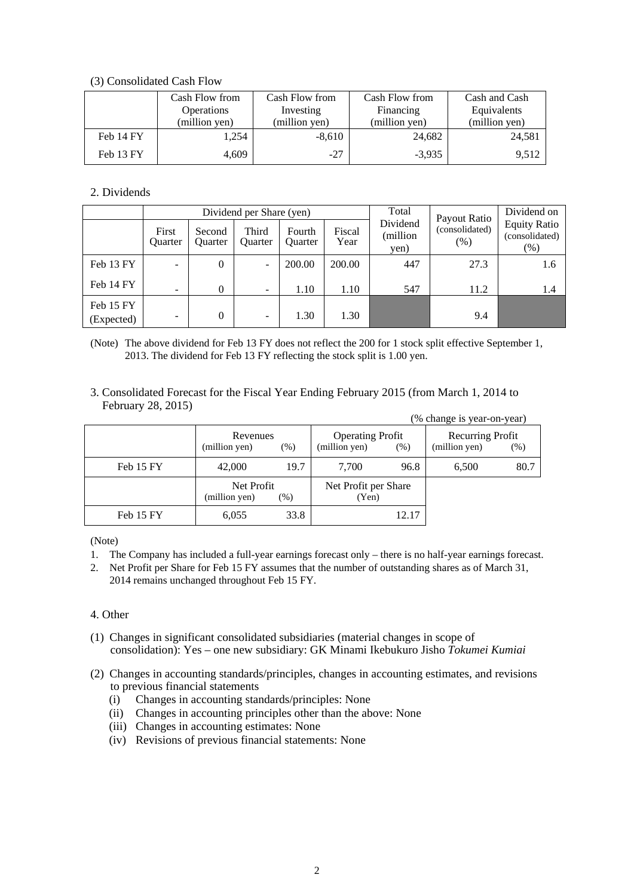(3) Consolidated Cash Flow

| | Cash Flow from Operations (million yen) | Cash Flow from Investing (million yen) | Cash Flow from Financing (million yen) | Cash and Cash Equivalents (million yen) |
|---|---|---|---|---|
| Feb 14 FY | 1,254 | -8,610 | 24,682 | 24,581 |
| Feb 13 FY | 4,609 | -27 | -3,935 | 9,512 |

2. Dividends

| | Dividend per Share (yen) | | | | | Total Dividend (million yen) | Payout Ratio (consolidated) (%) | Dividend on Equity Ratio (consolidated) (%) |
|---|---|---|---|---|---|---|---|---|
| | First Quarter | Second Quarter | Third Quarter | Fourth Quarter | Fiscal Year | | | |
| Feb 13 FY | - | 0 | - | 200.00 | 200.00 | 447 | 27.3 | 1.6 |
| Feb 14 FY | - | 0 | - | 1.10 | 1.10 | 547 | 11.2 | 1.4 |
| Feb 15 FY (Expected) | - | 0 | - | 1.30 | 1.30 | | 9.4 | |

(Note) The above dividend for Feb 13 FY does not reflect the 200 for 1 stock split effective September 1, 2013. The dividend for Feb 13 FY reflecting the stock split is 1.00 yen.

3. Consolidated Forecast for the Fiscal Year Ending February 2015 (from March 1, 2014 to February 28, 2015)

(% change is year-on-year)

| | Revenues (million yen) | (%) | Operating Profit (million yen) | (%) | Recurring Profit (million yen) | (%) |
|---|---|---|---|---|---|---|
| Feb 15 FY | 42,000 | 19.7 | 7,700 | 96.8 | 6,500 | 80.7 |

| | Net Profit (million yen) | (%) | Net Profit per Share (Yen) |
|---|---|---|---|
| Feb 15 FY | 6,055 | 33.8 | 12.17 |

(Note)

1. The Company has included a full-year earnings forecast only – there is no half-year earnings forecast.
2. Net Profit per Share for Feb 15 FY assumes that the number of outstanding shares as of March 31, 2014 remains unchanged throughout Feb 15 FY.

4. Other

(1) Changes in significant consolidated subsidiaries (material changes in scope of consolidation): Yes – one new subsidiary: GK Minami Ikebukuro Jisho *Tokumei Kumiai*

(2) Changes in accounting standards/principles, changes in accounting estimates, and revisions to previous financial statements
  (i) Changes in accounting standards/principles: None
  (ii) Changes in accounting principles other than the above: None
  (iii) Changes in accounting estimates: None
  (iv) Revisions of previous financial statements: None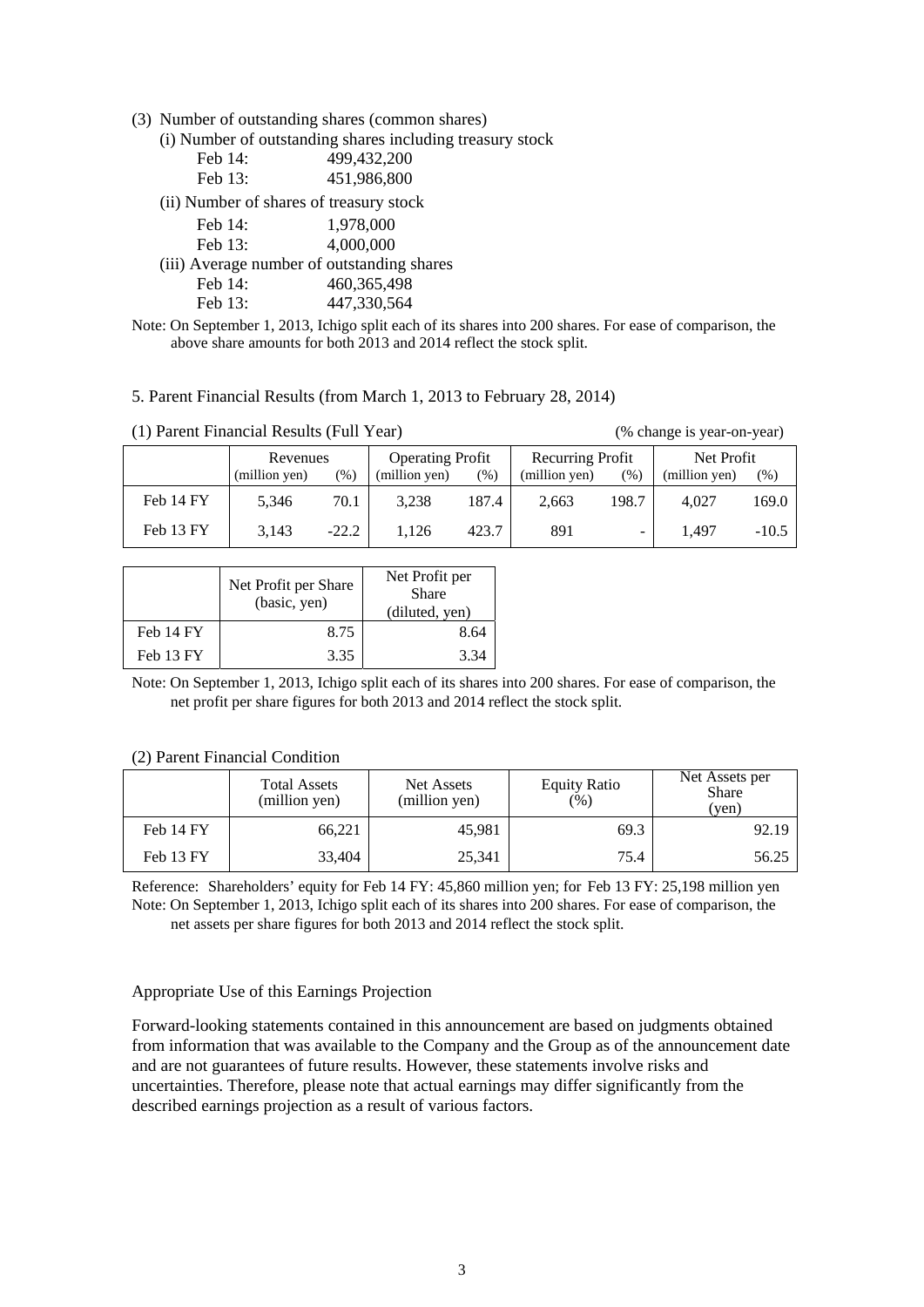(3) Number of outstanding shares (common shares)

(i) Number of outstanding shares including treasury stock

| | |
|---|---|
| Feb 14: | 499,432,200 |
| Feb 13: | 451,986,800 |

(ii) Number of shares of treasury stock

| | |
|---|---|
| Feb 14: | 1,978,000 |
| Feb 13: | 4,000,000 |

(iii) Average number of outstanding shares

| | |
|---|---|
| Feb 14: | 460,365,498 |
| Feb 13: | 447,330,564 |

Note: On September 1, 2013, Ichigo split each of its shares into 200 shares. For ease of comparison, the above share amounts for both 2013 and 2014 reflect the stock split.

5. Parent Financial Results (from March 1, 2013 to February 28, 2014)

(1) Parent Financial Results (Full Year) (% change is year-on-year)

| | Revenues | | Operating Profit | | Recurring Profit | | Net Profit | |
|---|---|---|---|---|---|---|---|---|
| | (million yen) | (%) | (million yen) | (%) | (million yen) | (%) | (million yen) | (%) |
| Feb 14 FY | 5,346 | 70.1 | 3,238 | 187.4 | 2,663 | 198.7 | 4,027 | 169.0 |
| Feb 13 FY | 3,143 | -22.2 | 1,126 | 423.7 | 891 | - | 1,497 | -10.5 |

| | Net Profit per Share (basic, yen) | Net Profit per Share (diluted, yen) |
|---|---|---|
| Feb 14 FY | 8.75 | 8.64 |
| Feb 13 FY | 3.35 | 3.34 |

Note: On September 1, 2013, Ichigo split each of its shares into 200 shares. For ease of comparison, the net profit per share figures for both 2013 and 2014 reflect the stock split.

(2) Parent Financial Condition

| | Total Assets (million yen) | Net Assets (million yen) | Equity Ratio (%) | Net Assets per Share (yen) |
|---|---|---|---|---|
| Feb 14 FY | 66,221 | 45,981 | 69.3 | 92.19 |
| Feb 13 FY | 33,404 | 25,341 | 75.4 | 56.25 |

Reference: Shareholders' equity for Feb 14 FY: 45,860 million yen; for Feb 13 FY: 25,198 million yen

Note: On September 1, 2013, Ichigo split each of its shares into 200 shares. For ease of comparison, the net assets per share figures for both 2013 and 2014 reflect the stock split.

Appropriate Use of this Earnings Projection

Forward-looking statements contained in this announcement are based on judgments obtained from information that was available to the Company and the Group as of the announcement date and are not guarantees of future results. However, these statements involve risks and uncertainties. Therefore, please note that actual earnings may differ significantly from the described earnings projection as a result of various factors.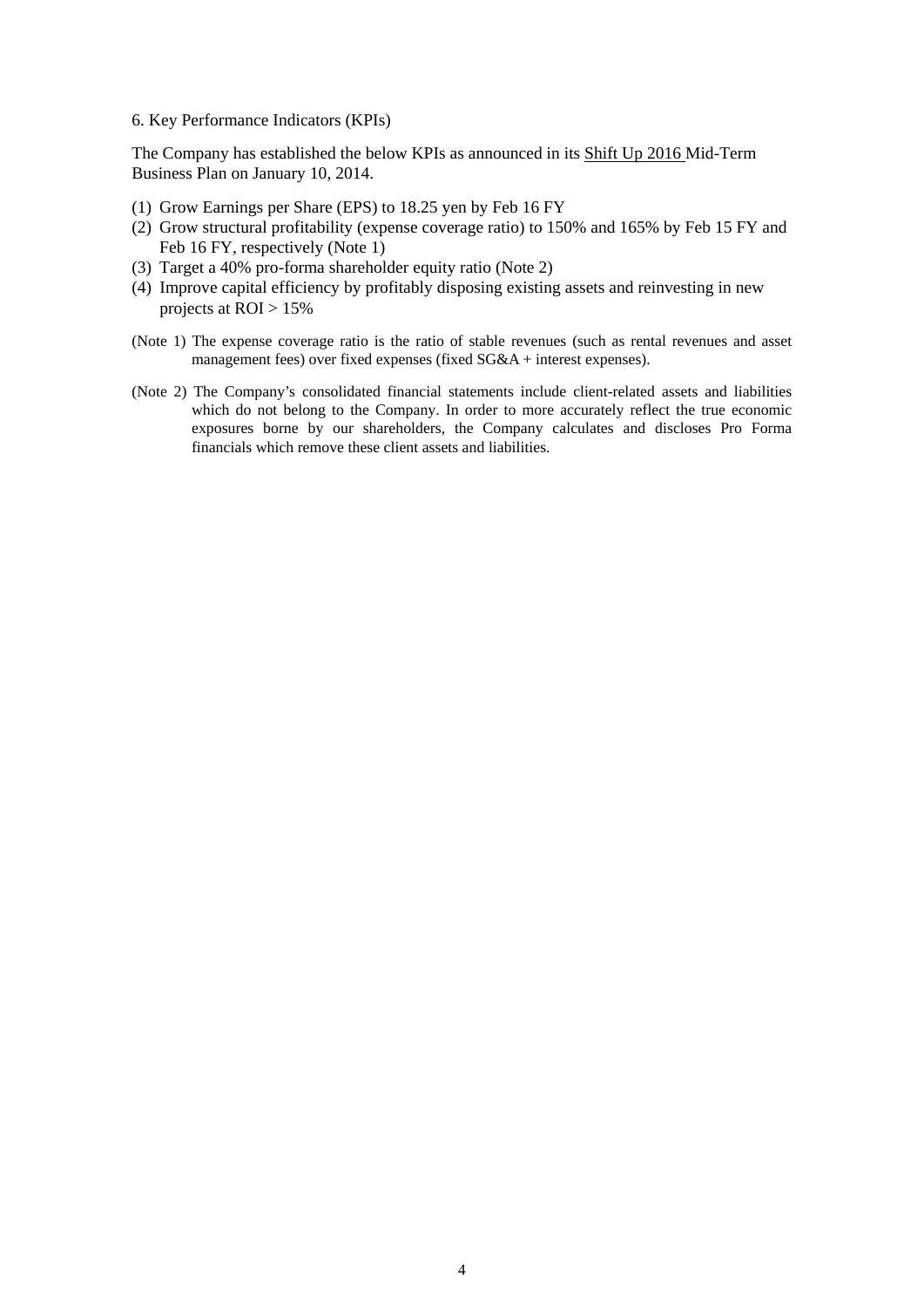## 6. Key Performance Indicators (KPIs)

The Company has established the below KPIs as announced in its Shift Up 2016 Mid-Term Business Plan on January 10, 2014.

(1) Grow Earnings per Share (EPS) to 18.25 yen by Feb 16 FY
(2) Grow structural profitability (expense coverage ratio) to 150% and 165% by Feb 15 FY and Feb 16 FY, respectively (Note 1)
(3) Target a 40% pro-forma shareholder equity ratio (Note 2)
(4) Improve capital efficiency by profitably disposing existing assets and reinvesting in new projects at ROI > 15%

(Note 1) The expense coverage ratio is the ratio of stable revenues (such as rental revenues and asset management fees) over fixed expenses (fixed SG&A + interest expenses).

(Note 2) The Company's consolidated financial statements include client-related assets and liabilities which do not belong to the Company. In order to more accurately reflect the true economic exposures borne by our shareholders, the Company calculates and discloses Pro Forma financials which remove these client assets and liabilities.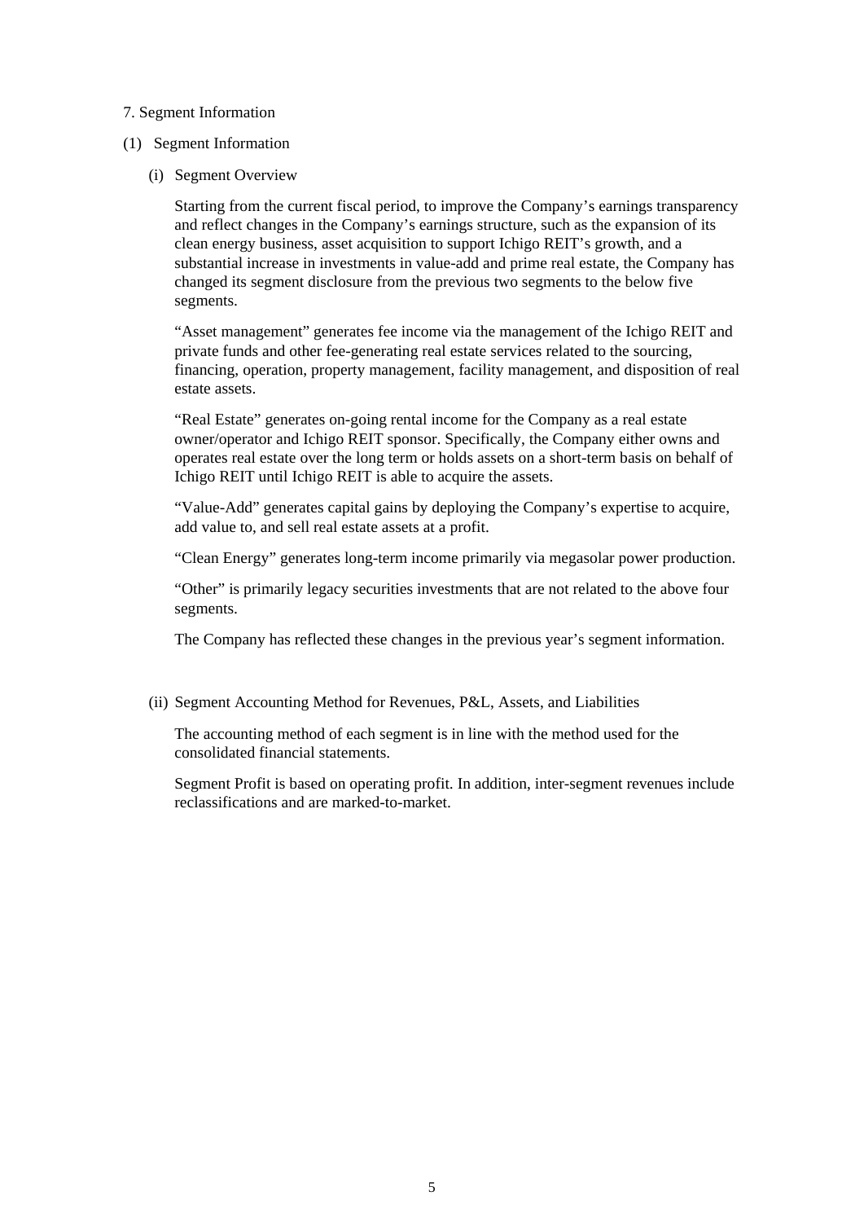## 7. Segment Information

### (1) Segment Information

#### (i) Segment Overview

Starting from the current fiscal period, to improve the Company's earnings transparency and reflect changes in the Company's earnings structure, such as the expansion of its clean energy business, asset acquisition to support Ichigo REIT's growth, and a substantial increase in investments in value-add and prime real estate, the Company has changed its segment disclosure from the previous two segments to the below five segments.

"Asset management" generates fee income via the management of the Ichigo REIT and private funds and other fee-generating real estate services related to the sourcing, financing, operation, property management, facility management, and disposition of real estate assets.

"Real Estate" generates on-going rental income for the Company as a real estate owner/operator and Ichigo REIT sponsor. Specifically, the Company either owns and operates real estate over the long term or holds assets on a short-term basis on behalf of Ichigo REIT until Ichigo REIT is able to acquire the assets.

"Value-Add" generates capital gains by deploying the Company's expertise to acquire, add value to, and sell real estate assets at a profit.

"Clean Energy" generates long-term income primarily via megasolar power production.

"Other" is primarily legacy securities investments that are not related to the above four segments.

The Company has reflected these changes in the previous year's segment information.

#### (ii) Segment Accounting Method for Revenues, P&L, Assets, and Liabilities

The accounting method of each segment is in line with the method used for the consolidated financial statements.

Segment Profit is based on operating profit. In addition, inter-segment revenues include reclassifications and are marked-to-market.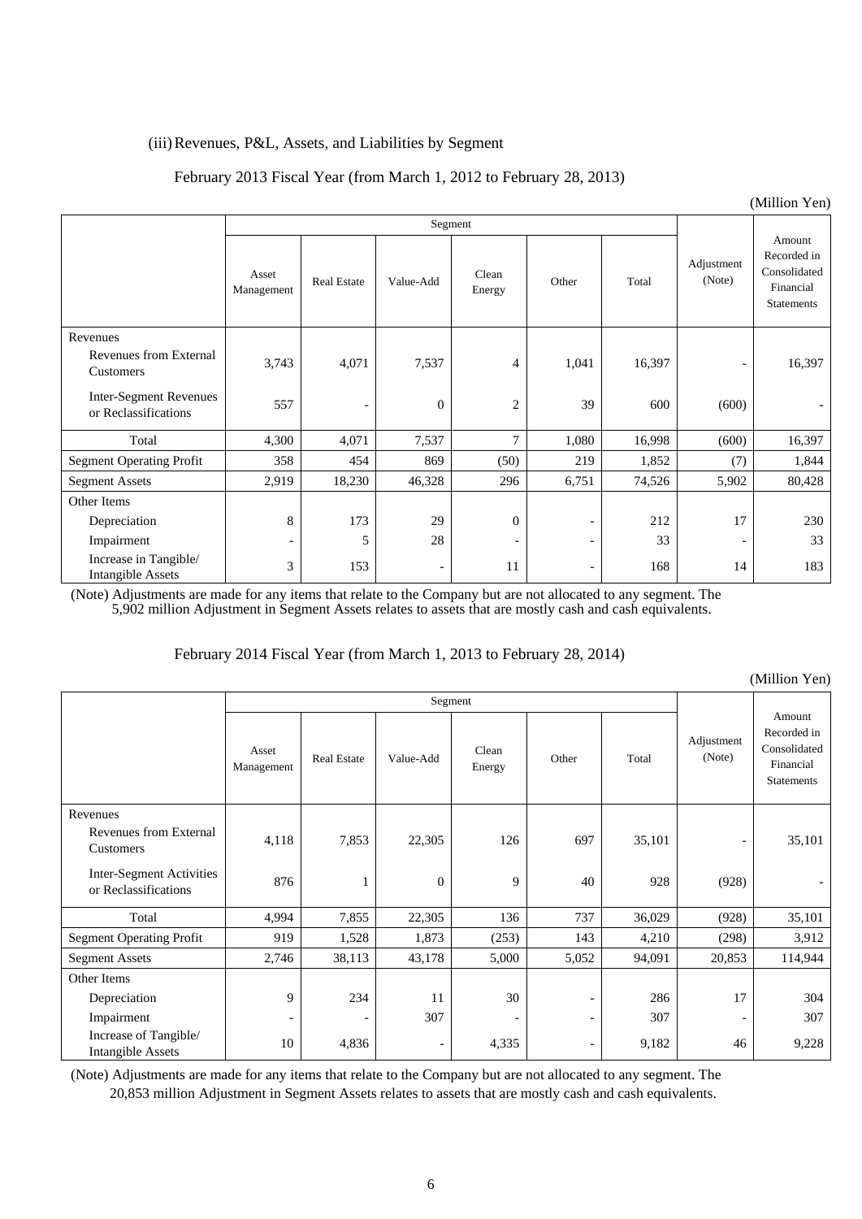(iii) Revenues, P&L, Assets, and Liabilities by Segment

February 2013 Fiscal Year (from March 1, 2012 to February 28, 2013)

(Million Yen)

| | Segment | | | | | | Adjustment (Note) | Amount Recorded in Consolidated Financial Statements |
|---|---|---|---|---|---|---|---|---|
| | Asset Management | Real Estate | Value-Add | Clean Energy | Other | Total | | |
| Revenues | | | | | | | | |
| Revenues from External Customers | 3,743 | 4,071 | 7,537 | 4 | 1,041 | 16,397 | - | 16,397 |
| Inter-Segment Revenues or Reclassifications | 557 | - | 0 | 2 | 39 | 600 | (600) | - |
| Total | 4,300 | 4,071 | 7,537 | 7 | 1,080 | 16,998 | (600) | 16,397 |
| Segment Operating Profit | 358 | 454 | 869 | (50) | 219 | 1,852 | (7) | 1,844 |
| Segment Assets | 2,919 | 18,230 | 46,328 | 296 | 6,751 | 74,526 | 5,902 | 80,428 |
| Other Items | | | | | | | | |
| Depreciation | 8 | 173 | 29 | 0 | - | 212 | 17 | 230 |
| Impairment | - | 5 | 28 | - | - | 33 | - | 33 |
| Increase in Tangible/ Intangible Assets | 3 | 153 | - | 11 | - | 168 | 14 | 183 |

(Note) Adjustments are made for any items that relate to the Company but are not allocated to any segment. The 5,902 million Adjustment in Segment Assets relates to assets that are mostly cash and cash equivalents.

February 2014 Fiscal Year (from March 1, 2013 to February 28, 2014)

(Million Yen)

| | Segment | | | | | | Adjustment (Note) | Amount Recorded in Consolidated Financial Statements |
|---|---|---|---|---|---|---|---|---|
| | Asset Management | Real Estate | Value-Add | Clean Energy | Other | Total | | |
| Revenues | | | | | | | | |
| Revenues from External Customers | 4,118 | 7,853 | 22,305 | 126 | 697 | 35,101 | - | 35,101 |
| Inter-Segment Activities or Reclassifications | 876 | 1 | 0 | 9 | 40 | 928 | (928) | - |
| Total | 4,994 | 7,855 | 22,305 | 136 | 737 | 36,029 | (928) | 35,101 |
| Segment Operating Profit | 919 | 1,528 | 1,873 | (253) | 143 | 4,210 | (298) | 3,912 |
| Segment Assets | 2,746 | 38,113 | 43,178 | 5,000 | 5,052 | 94,091 | 20,853 | 114,944 |
| Other Items | | | | | | | | |
| Depreciation | 9 | 234 | 11 | 30 | - | 286 | 17 | 304 |
| Impairment | - | - | 307 | - | - | 307 | - | 307 |
| Increase of Tangible/ Intangible Assets | 10 | 4,836 | - | 4,335 | - | 9,182 | 46 | 9,228 |

(Note) Adjustments are made for any items that relate to the Company but are not allocated to any segment. The 20,853 million Adjustment in Segment Assets relates to assets that are mostly cash and cash equivalents.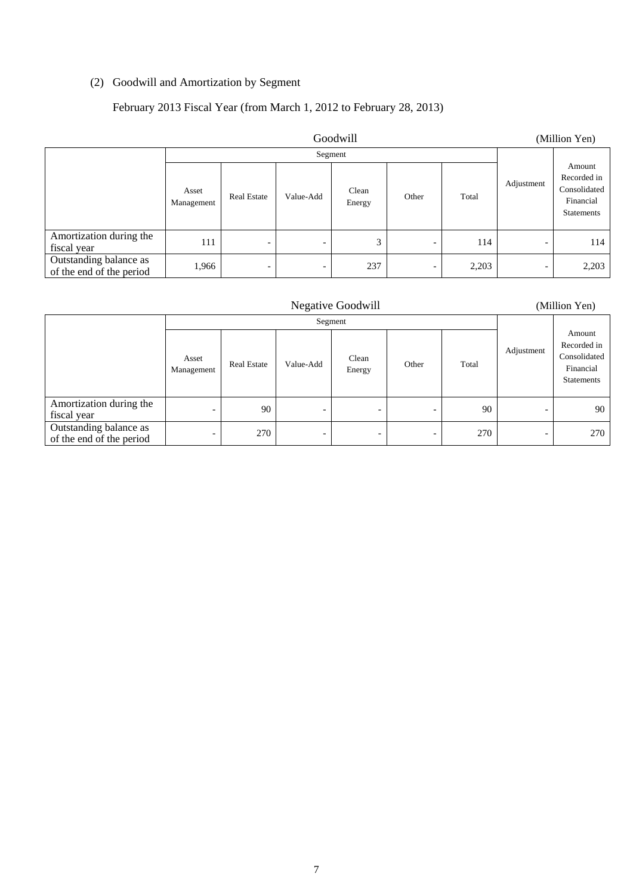(2) Goodwill and Amortization by Segment

February 2013 Fiscal Year (from March 1, 2012 to February 28, 2013)

Goodwill (Million Yen)

| | Segment | | | | | | Adjustment | Amount Recorded in Consolidated Financial Statements |
|---|---|---|---|---|---|---|---|---|
| | Asset Management | Real Estate | Value-Add | Clean Energy | Other | Total | | |
| Amortization during the fiscal year | 111 | - | - | 3 | - | 114 | - | 114 |
| Outstanding balance as of the end of the period | 1,966 | - | - | 237 | - | 2,203 | - | 2,203 |

Negative Goodwill (Million Yen)

| | Segment | | | | | | Adjustment | Amount Recorded in Consolidated Financial Statements |
|---|---|---|---|---|---|---|---|---|
| | Asset Management | Real Estate | Value-Add | Clean Energy | Other | Total | | |
| Amortization during the fiscal year | - | 90 | - | - | - | 90 | - | 90 |
| Outstanding balance as of the end of the period | - | 270 | - | - | - | 270 | - | 270 |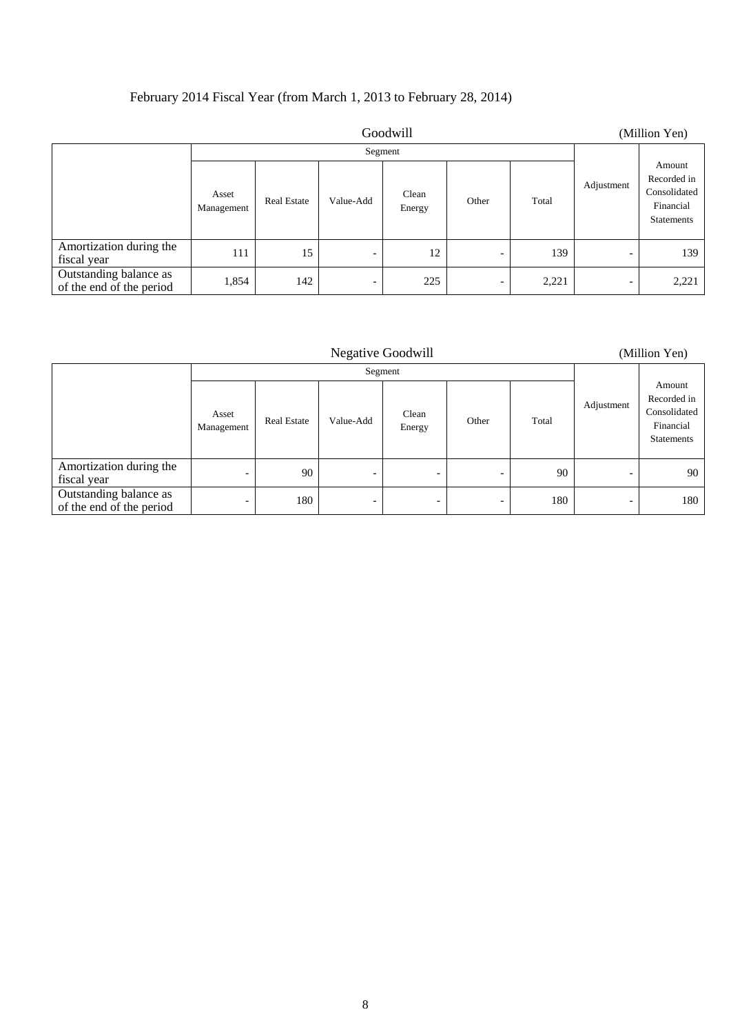February 2014 Fiscal Year (from March 1, 2013 to February 28, 2014)

Goodwill (Million Yen)

| | Segment | | | | | | Adjustment | Amount Recorded in Consolidated Financial Statements |
|---|---|---|---|---|---|---|---|---|
| | Asset Management | Real Estate | Value-Add | Clean Energy | Other | Total | | |
| Amortization during the fiscal year | 111 | 15 | - | 12 | - | 139 | - | 139 |
| Outstanding balance as of the end of the period | 1,854 | 142 | - | 225 | - | 2,221 | - | 2,221 |

Negative Goodwill (Million Yen)

| | Segment | | | | | | Adjustment | Amount Recorded in Consolidated Financial Statements |
|---|---|---|---|---|---|---|---|---|
| | Asset Management | Real Estate | Value-Add | Clean Energy | Other | Total | | |
| Amortization during the fiscal year | - | 90 | - | - | - | 90 | - | 90 |
| Outstanding balance as of the end of the period | - | 180 | - | - | - | 180 | - | 180 |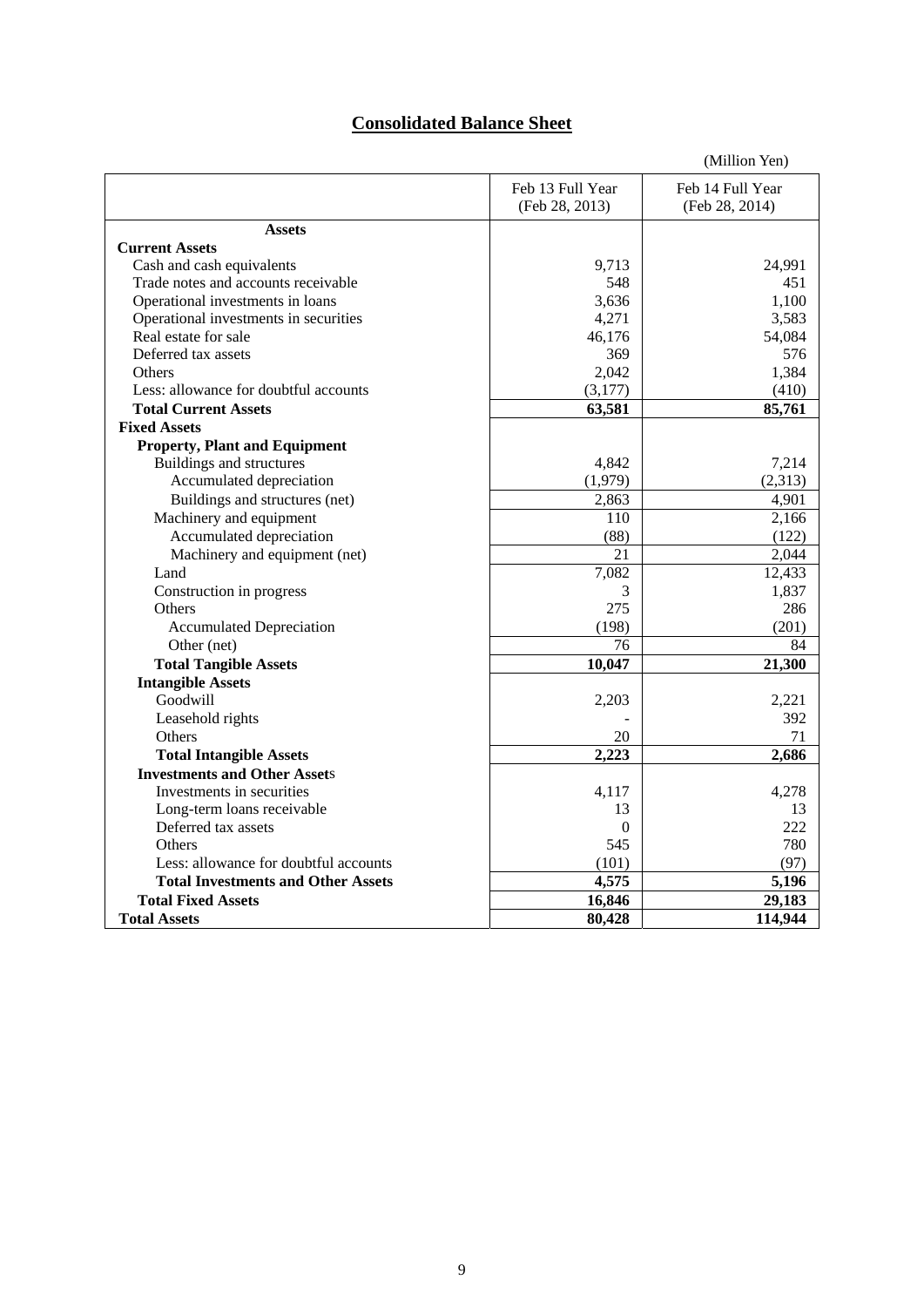# Consolidated Balance Sheet

(Million Yen)

| | Feb 13 Full Year (Feb 28, 2013) | Feb 14 Full Year (Feb 28, 2014) |
|---|---|---|
| **Assets** | | |
| **Current Assets** | | |
| Cash and cash equivalents | 9,713 | 24,991 |
| Trade notes and accounts receivable | 548 | 451 |
| Operational investments in loans | 3,636 | 1,100 |
| Operational investments in securities | 4,271 | 3,583 |
| Real estate for sale | 46,176 | 54,084 |
| Deferred tax assets | 369 | 576 |
| Others | 2,042 | 1,384 |
| Less: allowance for doubtful accounts | (3,177) | (410) |
| **Total Current Assets** | **63,581** | **85,761** |
| **Fixed Assets** | | |
| **Property, Plant and Equipment** | | |
| Buildings and structures | 4,842 | 7,214 |
| Accumulated depreciation | (1,979) | (2,313) |
| Buildings and structures (net) | 2,863 | 4,901 |
| Machinery and equipment | 110 | 2,166 |
| Accumulated depreciation | (88) | (122) |
| Machinery and equipment (net) | 21 | 2,044 |
| Land | 7,082 | 12,433 |
| Construction in progress | 3 | 1,837 |
| Others | 275 | 286 |
| Accumulated Depreciation | (198) | (201) |
| Other (net) | 76 | 84 |
| **Total Tangible Assets** | **10,047** | **21,300** |
| **Intangible Assets** | | |
| Goodwill | 2,203 | 2,221 |
| Leasehold rights | - | 392 |
| Others | 20 | 71 |
| **Total Intangible Assets** | **2,223** | **2,686** |
| **Investments and Other Assets** | | |
| Investments in securities | 4,117 | 4,278 |
| Long-term loans receivable | 13 | 13 |
| Deferred tax assets | 0 | 222 |
| Others | 545 | 780 |
| Less: allowance for doubtful accounts | (101) | (97) |
| **Total Investments and Other Assets** | **4,575** | **5,196** |
| **Total Fixed Assets** | **16,846** | **29,183** |
| **Total Assets** | **80,428** | **114,944** |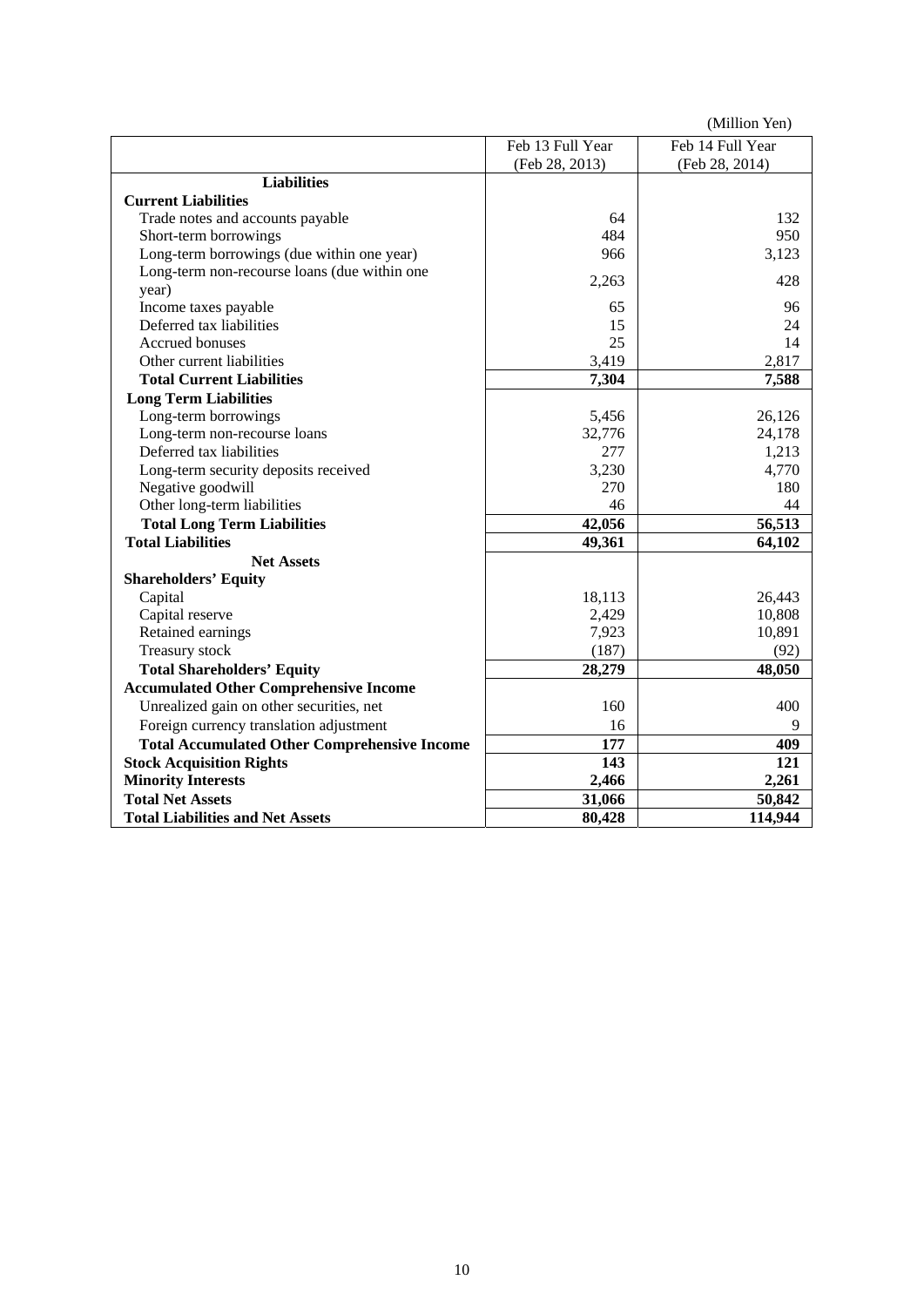(Million Yen)

| | Feb 13 Full Year (Feb 28, 2013) | Feb 14 Full Year (Feb 28, 2014) |
|---|---|---|
| **Liabilities** | | |
| **Current Liabilities** | | |
| Trade notes and accounts payable | 64 | 132 |
| Short-term borrowings | 484 | 950 |
| Long-term borrowings (due within one year) | 966 | 3,123 |
| Long-term non-recourse loans (due within one year) | 2,263 | 428 |
| Income taxes payable | 65 | 96 |
| Deferred tax liabilities | 15 | 24 |
| Accrued bonuses | 25 | 14 |
| Other current liabilities | 3,419 | 2,817 |
| **Total Current Liabilities** | **7,304** | **7,588** |
| **Long Term Liabilities** | | |
| Long-term borrowings | 5,456 | 26,126 |
| Long-term non-recourse loans | 32,776 | 24,178 |
| Deferred tax liabilities | 277 | 1,213 |
| Long-term security deposits received | 3,230 | 4,770 |
| Negative goodwill | 270 | 180 |
| Other long-term liabilities | 46 | 44 |
| **Total Long Term Liabilities** | **42,056** | **56,513** |
| **Total Liabilities** | **49,361** | **64,102** |
| **Net Assets** | | |
| **Shareholders' Equity** | | |
| Capital | 18,113 | 26,443 |
| Capital reserve | 2,429 | 10,808 |
| Retained earnings | 7,923 | 10,891 |
| Treasury stock | (187) | (92) |
| **Total Shareholders' Equity** | **28,279** | **48,050** |
| **Accumulated Other Comprehensive Income** | | |
| Unrealized gain on other securities, net | 160 | 400 |
| Foreign currency translation adjustment | 16 | 9 |
| **Total Accumulated Other Comprehensive Income** | **177** | **409** |
| **Stock Acquisition Rights** | **143** | **121** |
| **Minority Interests** | **2,466** | **2,261** |
| **Total Net Assets** | **31,066** | **50,842** |
| **Total Liabilities and Net Assets** | **80,428** | **114,944** |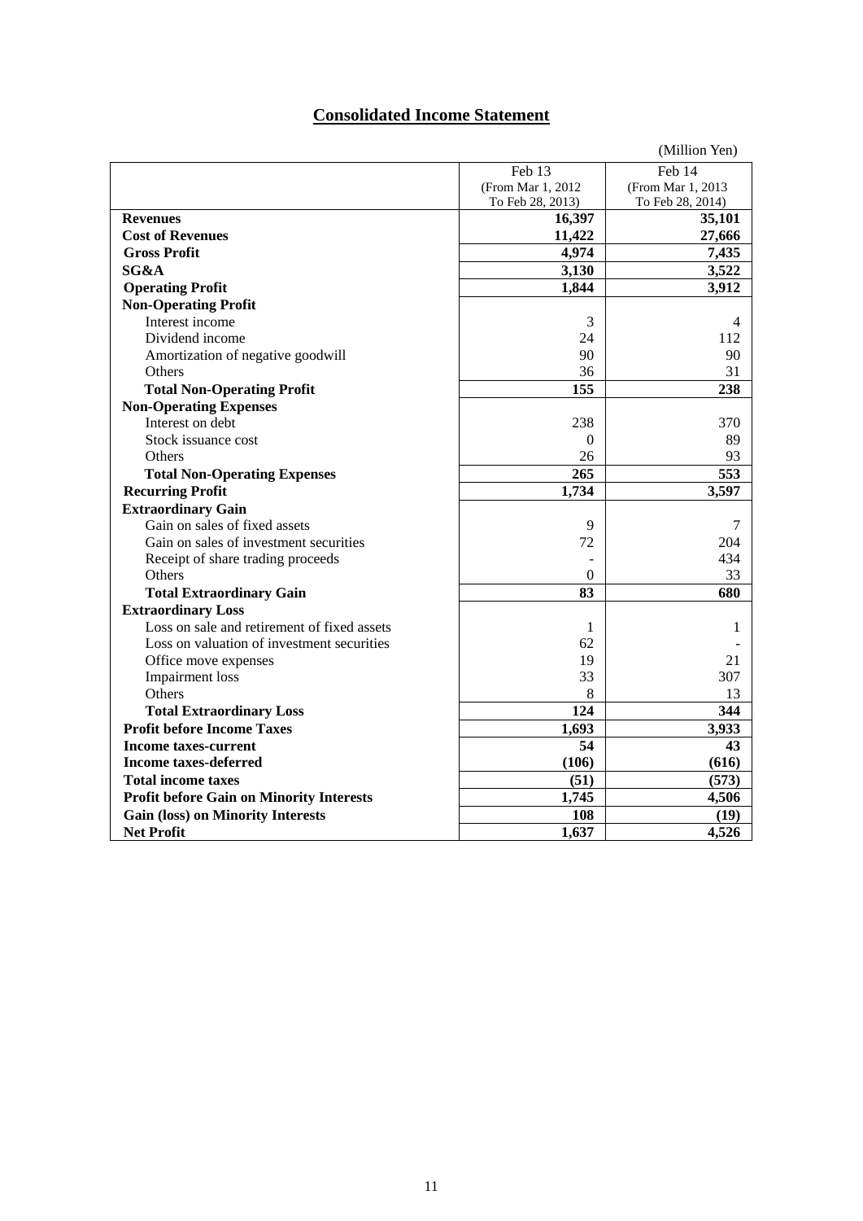# Consolidated Income Statement

(Million Yen)

| | Feb 13 (From Mar 1, 2012 To Feb 28, 2013) | Feb 14 (From Mar 1, 2013 To Feb 28, 2014) |
|---|---|---|
| **Revenues** | **16,397** | **35,101** |
| **Cost of Revenues** | **11,422** | **27,666** |
| **Gross Profit** | **4,974** | **7,435** |
| **SG&A** | **3,130** | **3,522** |
| **Operating Profit** | **1,844** | **3,912** |
| **Non-Operating Profit** | | |
| Interest income | 3 | 4 |
| Dividend income | 24 | 112 |
| Amortization of negative goodwill | 90 | 90 |
| Others | 36 | 31 |
| **Total Non-Operating Profit** | **155** | **238** |
| **Non-Operating Expenses** | | |
| Interest on debt | 238 | 370 |
| Stock issuance cost | 0 | 89 |
| Others | 26 | 93 |
| **Total Non-Operating Expenses** | **265** | **553** |
| **Recurring Profit** | **1,734** | **3,597** |
| **Extraordinary Gain** | | |
| Gain on sales of fixed assets | 9 | 7 |
| Gain on sales of investment securities | 72 | 204 |
| Receipt of share trading proceeds | - | 434 |
| Others | 0 | 33 |
| **Total Extraordinary Gain** | **83** | **680** |
| **Extraordinary Loss** | | |
| Loss on sale and retirement of fixed assets | 1 | 1 |
| Loss on valuation of investment securities | 62 | - |
| Office move expenses | 19 | 21 |
| Impairment loss | 33 | 307 |
| Others | 8 | 13 |
| **Total Extraordinary Loss** | **124** | **344** |
| **Profit before Income Taxes** | **1,693** | **3,933** |
| **Income taxes-current** | **54** | **43** |
| **Income taxes-deferred** | **(106)** | **(616)** |
| **Total income taxes** | **(51)** | **(573)** |
| **Profit before Gain on Minority Interests** | **1,745** | **4,506** |
| **Gain (loss) on Minority Interests** | **108** | **(19)** |
| **Net Profit** | **1,637** | **4,526** |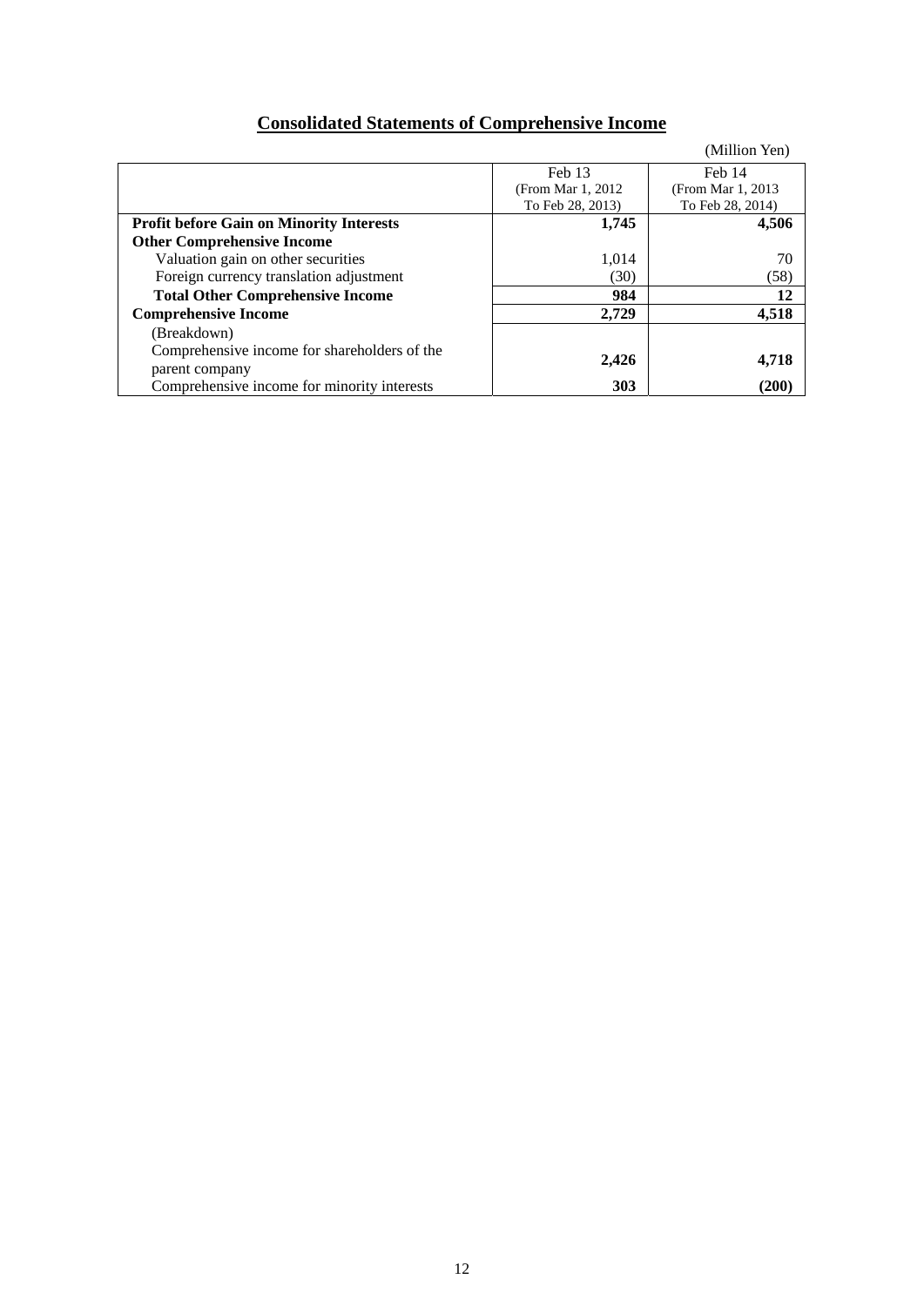## Consolidated Statements of Comprehensive Income

(Million Yen)

| | Feb 13 (From Mar 1, 2012 To Feb 28, 2013) | Feb 14 (From Mar 1, 2013 To Feb 28, 2014) |
|---|---|---|
| **Profit before Gain on Minority Interests** | **1,745** | **4,506** |
| **Other Comprehensive Income** | | |
| Valuation gain on other securities | 1,014 | 70 |
| Foreign currency translation adjustment | (30) | (58) |
| **Total Other Comprehensive Income** | **984** | **12** |
| **Comprehensive Income** | **2,729** | **4,518** |
| (Breakdown) | | |
| Comprehensive income for shareholders of the parent company | **2,426** | **4,718** |
| Comprehensive income for minority interests | **303** | **(200)** |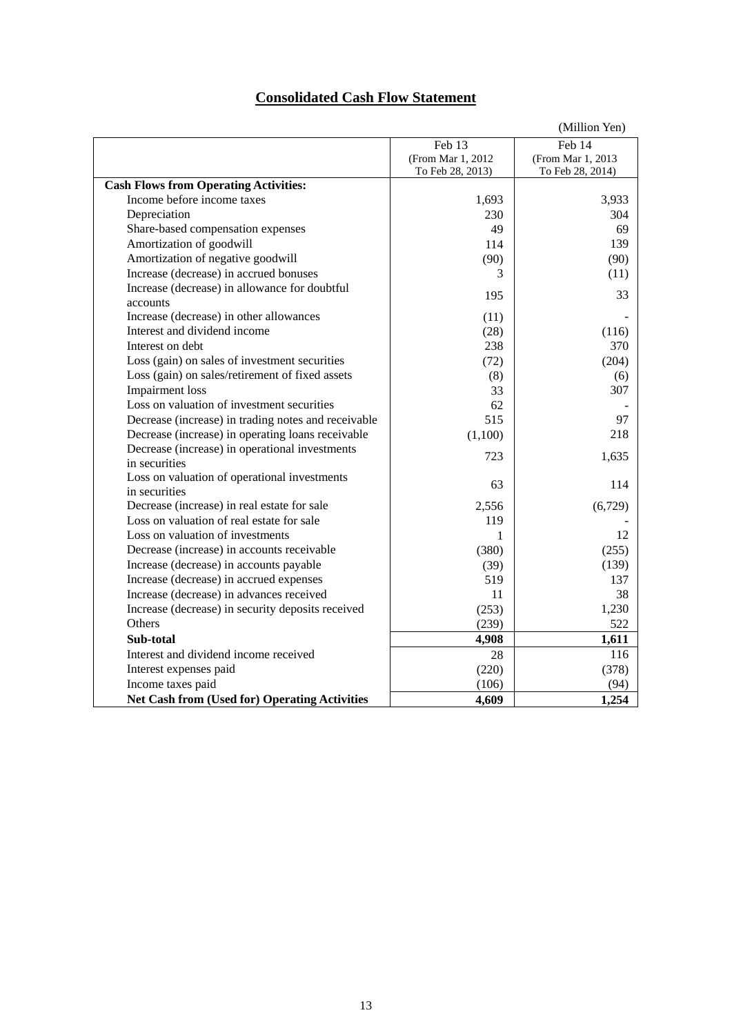# Consolidated Cash Flow Statement

(Million Yen)

| | Feb 13 (From Mar 1, 2012 To Feb 28, 2013) | Feb 14 (From Mar 1, 2013 To Feb 28, 2014) |
|---|---|---|
| **Cash Flows from Operating Activities:** | | |
| Income before income taxes | 1,693 | 3,933 |
| Depreciation | 230 | 304 |
| Share-based compensation expenses | 49 | 69 |
| Amortization of goodwill | 114 | 139 |
| Amortization of negative goodwill | (90) | (90) |
| Increase (decrease) in accrued bonuses | 3 | (11) |
| Increase (decrease) in allowance for doubtful accounts | 195 | 33 |
| Increase (decrease) in other allowances | (11) | - |
| Interest and dividend income | (28) | (116) |
| Interest on debt | 238 | 370 |
| Loss (gain) on sales of investment securities | (72) | (204) |
| Loss (gain) on sales/retirement of fixed assets | (8) | (6) |
| Impairment loss | 33 | 307 |
| Loss on valuation of investment securities | 62 | - |
| Decrease (increase) in trading notes and receivable | 515 | 97 |
| Decrease (increase) in operating loans receivable | (1,100) | 218 |
| Decrease (increase) in operational investments in securities | 723 | 1,635 |
| Loss on valuation of operational investments in securities | 63 | 114 |
| Decrease (increase) in real estate for sale | 2,556 | (6,729) |
| Loss on valuation of real estate for sale | 119 | - |
| Loss on valuation of investments | 1 | 12 |
| Decrease (increase) in accounts receivable | (380) | (255) |
| Increase (decrease) in accounts payable | (39) | (139) |
| Increase (decrease) in accrued expenses | 519 | 137 |
| Increase (decrease) in advances received | 11 | 38 |
| Increase (decrease) in security deposits received | (253) | 1,230 |
| Others | (239) | 522 |
| **Sub-total** | **4,908** | **1,611** |
| Interest and dividend income received | 28 | 116 |
| Interest expenses paid | (220) | (378) |
| Income taxes paid | (106) | (94) |
| **Net Cash from (Used for) Operating Activities** | **4,609** | **1,254** |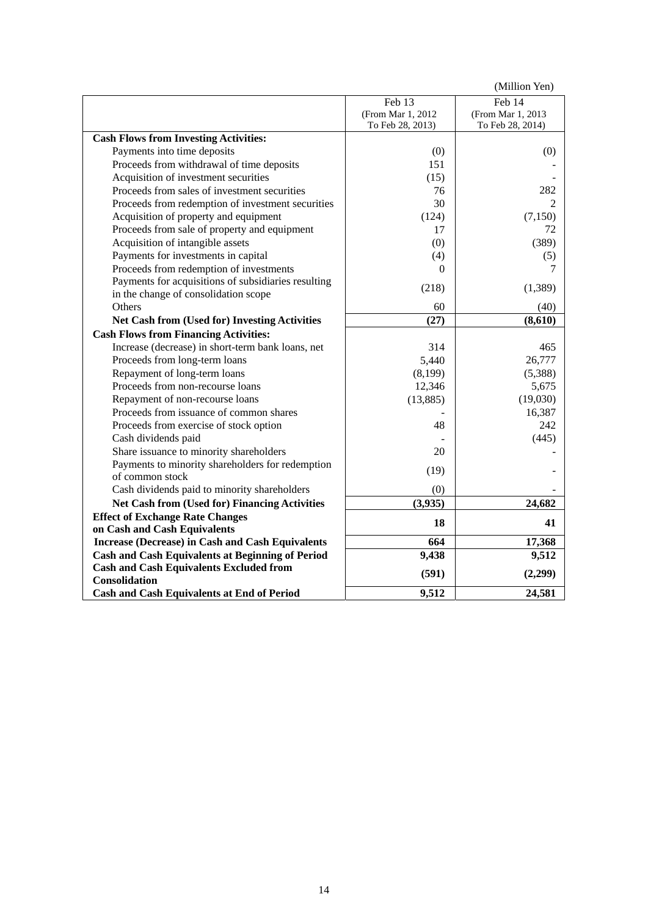(Million Yen)

| | Feb 13 (From Mar 1, 2012 To Feb 28, 2013) | Feb 14 (From Mar 1, 2013 To Feb 28, 2014) |
|---|---|---|
| **Cash Flows from Investing Activities:** | | |
| Payments into time deposits | (0) | (0) |
| Proceeds from withdrawal of time deposits | 151 | - |
| Acquisition of investment securities | (15) | - |
| Proceeds from sales of investment securities | 76 | 282 |
| Proceeds from redemption of investment securities | 30 | 2 |
| Acquisition of property and equipment | (124) | (7,150) |
| Proceeds from sale of property and equipment | 17 | 72 |
| Acquisition of intangible assets | (0) | (389) |
| Payments for investments in capital | (4) | (5) |
| Proceeds from redemption of investments | 0 | 7 |
| Payments for acquisitions of subsidiaries resulting in the change of consolidation scope | (218) | (1,389) |
| Others | 60 | (40) |
| **Net Cash from (Used for) Investing Activities** | **(27)** | **(8,610)** |
| **Cash Flows from Financing Activities:** | | |
| Increase (decrease) in short-term bank loans, net | 314 | 465 |
| Proceeds from long-term loans | 5,440 | 26,777 |
| Repayment of long-term loans | (8,199) | (5,388) |
| Proceeds from non-recourse loans | 12,346 | 5,675 |
| Repayment of non-recourse loans | (13,885) | (19,030) |
| Proceeds from issuance of common shares | - | 16,387 |
| Proceeds from exercise of stock option | 48 | 242 |
| Cash dividends paid | - | (445) |
| Share issuance to minority shareholders | 20 | - |
| Payments to minority shareholders for redemption of common stock | (19) | - |
| Cash dividends paid to minority shareholders | (0) | - |
| **Net Cash from (Used for) Financing Activities** | **(3,935)** | **24,682** |
| **Effect of Exchange Rate Changes on Cash and Cash Equivalents** | **18** | **41** |
| **Increase (Decrease) in Cash and Cash Equivalents** | **664** | **17,368** |
| **Cash and Cash Equivalents at Beginning of Period** | **9,438** | **9,512** |
| **Cash and Cash Equivalents Excluded from Consolidation** | **(591)** | **(2,299)** |
| **Cash and Cash Equivalents at End of Period** | **9,512** | **24,581** |